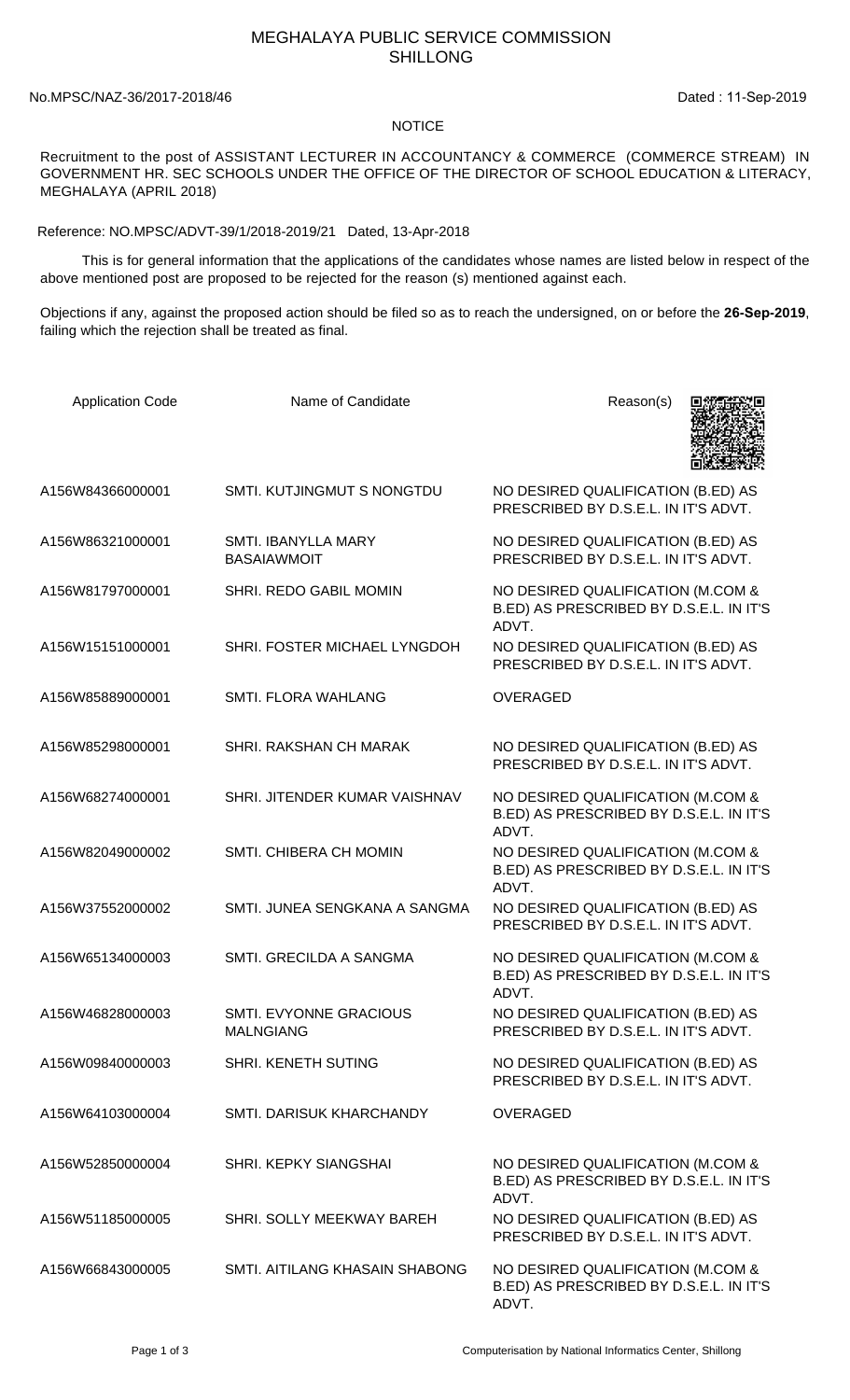# MEGHALAYA PUBLIC SERVICE COMMISSION
## SHILLONG

No.MPSC/NAZ-36/2017-2018/46 Dated : 11-Sep-2019

**NOTICE**

Recruitment to the post of ASSISTANT LECTURER IN ACCOUNTANCY & COMMERCE (COMMERCE STREAM) IN GOVERNMENT HR. SEC SCHOOLS UNDER THE OFFICE OF THE DIRECTOR OF SCHOOL EDUCATION & LITERACY, MEGHALAYA (APRIL 2018)

Reference: NO.MPSC/ADVT-39/1/2018-2019/21 Dated, 13-Apr-2018

This is for general information that the applications of the candidates whose names are listed below in respect of the above mentioned post are proposed to be rejected for the reason (s) mentioned against each.

Objections if any, against the proposed action should be filed so as to reach the undersigned, on or before the **26-Sep-2019**, failing which the rejection shall be treated as final.

| Application Code | Name of Candidate | Reason(s) |
|---|---|---|
| A156W84366000001 | SMTI. KUTJINGMUT S NONGTDU | NO DESIRED QUALIFICATION (B.ED) AS PRESCRIBED BY D.S.E.L. IN IT'S ADVT. |
| A156W86321000001 | SMTI. IBANYLLA MARY BASAIAWMOIT | NO DESIRED QUALIFICATION (B.ED) AS PRESCRIBED BY D.S.E.L. IN IT'S ADVT. |
| A156W81797000001 | SHRI. REDO GABIL MOMIN | NO DESIRED QUALIFICATION (M.COM & B.ED) AS PRESCRIBED BY D.S.E.L. IN IT'S ADVT. |
| A156W15151000001 | SHRI. FOSTER MICHAEL LYNGDOH | NO DESIRED QUALIFICATION (B.ED) AS PRESCRIBED BY D.S.E.L. IN IT'S ADVT. |
| A156W85889000001 | SMTI. FLORA WAHLANG | OVERAGED |
| A156W85298000001 | SHRI. RAKSHAN CH MARAK | NO DESIRED QUALIFICATION (B.ED) AS PRESCRIBED BY D.S.E.L. IN IT'S ADVT. |
| A156W68274000001 | SHRI. JITENDER KUMAR VAISHNAV | NO DESIRED QUALIFICATION (M.COM & B.ED) AS PRESCRIBED BY D.S.E.L. IN IT'S ADVT. |
| A156W82049000002 | SMTI. CHIBERA CH MOMIN | NO DESIRED QUALIFICATION (M.COM & B.ED) AS PRESCRIBED BY D.S.E.L. IN IT'S ADVT. |
| A156W37552000002 | SMTI. JUNEA SENGKANA A SANGMA | NO DESIRED QUALIFICATION (B.ED) AS PRESCRIBED BY D.S.E.L. IN IT'S ADVT. |
| A156W65134000003 | SMTI. GRECILDA A SANGMA | NO DESIRED QUALIFICATION (M.COM & B.ED) AS PRESCRIBED BY D.S.E.L. IN IT'S ADVT. |
| A156W46828000003 | SMTI. EVYONNE GRACIOUS MALNGIANG | NO DESIRED QUALIFICATION (B.ED) AS PRESCRIBED BY D.S.E.L. IN IT'S ADVT. |
| A156W09840000003 | SHRI. KENETH SUTING | NO DESIRED QUALIFICATION (B.ED) AS PRESCRIBED BY D.S.E.L. IN IT'S ADVT. |
| A156W64103000004 | SMTI. DARISUK KHARCHANDY | OVERAGED |
| A156W52850000004 | SHRI. KEPKY SIANGSHAI | NO DESIRED QUALIFICATION (M.COM & B.ED) AS PRESCRIBED BY D.S.E.L. IN IT'S ADVT. |
| A156W51185000005 | SHRI. SOLLY MEEKWAY BAREH | NO DESIRED QUALIFICATION (B.ED) AS PRESCRIBED BY D.S.E.L. IN IT'S ADVT. |
| A156W66843000005 | SMTI. AITILANG KHASAIN SHABONG | NO DESIRED QUALIFICATION (M.COM & B.ED) AS PRESCRIBED BY D.S.E.L. IN IT'S ADVT. |

Computerisation by National Informatics Center, Shillong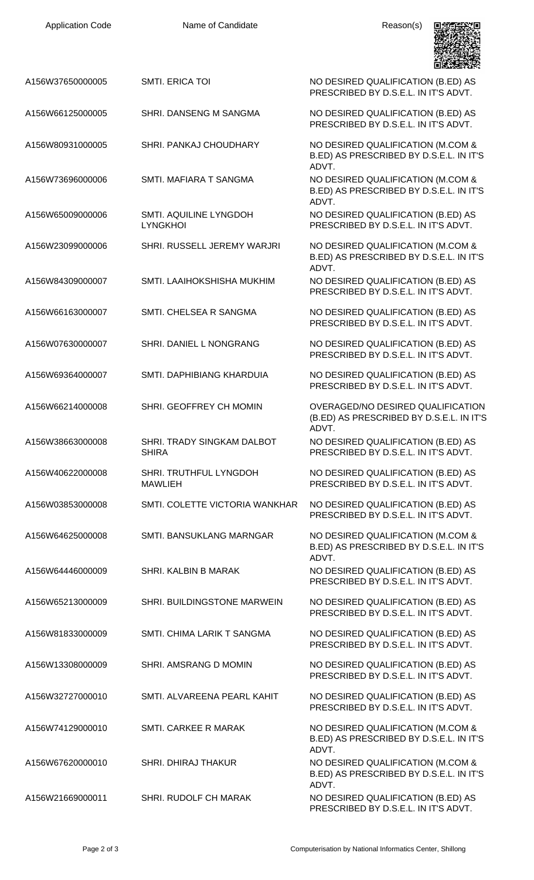| Application Code | Name of Candidate | Reason(s) |
|---|---|---|
| A156W37650000005 | SMTI. ERICA TOI | NO DESIRED QUALIFICATION (B.ED) AS PRESCRIBED BY D.S.E.L. IN IT'S ADVT. |
| A156W66125000005 | SHRI. DANSENG M SANGMA | NO DESIRED QUALIFICATION (B.ED) AS PRESCRIBED BY D.S.E.L. IN IT'S ADVT. |
| A156W80931000005 | SHRI. PANKAJ CHOUDHARY | NO DESIRED QUALIFICATION (M.COM & B.ED) AS PRESCRIBED BY D.S.E.L. IN IT'S ADVT. |
| A156W73696000006 | SMTI. MAFIARA T SANGMA | NO DESIRED QUALIFICATION (M.COM & B.ED) AS PRESCRIBED BY D.S.E.L. IN IT'S ADVT. |
| A156W65009000006 | SMTI. AQUILINE LYNGDOH LYNGKHOI | NO DESIRED QUALIFICATION (B.ED) AS PRESCRIBED BY D.S.E.L. IN IT'S ADVT. |
| A156W23099000006 | SHRI. RUSSELL JEREMY WARJRI | NO DESIRED QUALIFICATION (M.COM & B.ED) AS PRESCRIBED BY D.S.E.L. IN IT'S ADVT. |
| A156W84309000007 | SMTI. LAAIHOKSHISHA MUKHIM | NO DESIRED QUALIFICATION (B.ED) AS PRESCRIBED BY D.S.E.L. IN IT'S ADVT. |
| A156W66163000007 | SMTI. CHELSEA R SANGMA | NO DESIRED QUALIFICATION (B.ED) AS PRESCRIBED BY D.S.E.L. IN IT'S ADVT. |
| A156W07630000007 | SHRI. DANIEL L NONGRANG | NO DESIRED QUALIFICATION (B.ED) AS PRESCRIBED BY D.S.E.L. IN IT'S ADVT. |
| A156W69364000007 | SMTI. DAPHIBIANG KHARDUIA | NO DESIRED QUALIFICATION (B.ED) AS PRESCRIBED BY D.S.E.L. IN IT'S ADVT. |
| A156W66214000008 | SHRI. GEOFFREY CH MOMIN | OVERAGED/NO DESIRED QUALIFICATION (B.ED) AS PRESCRIBED BY D.S.E.L. IN IT'S ADVT. |
| A156W38663000008 | SHRI. TRADY SINGKAM DALBOT SHIRA | NO DESIRED QUALIFICATION (B.ED) AS PRESCRIBED BY D.S.E.L. IN IT'S ADVT. |
| A156W40622000008 | SHRI. TRUTHFUL LYNGDOH MAWLIEH | NO DESIRED QUALIFICATION (B.ED) AS PRESCRIBED BY D.S.E.L. IN IT'S ADVT. |
| A156W03853000008 | SMTI. COLETTE VICTORIA WANKHAR | NO DESIRED QUALIFICATION (B.ED) AS PRESCRIBED BY D.S.E.L. IN IT'S ADVT. |
| A156W64625000008 | SMTI. BANSUKLANG MARNGAR | NO DESIRED QUALIFICATION (M.COM & B.ED) AS PRESCRIBED BY D.S.E.L. IN IT'S ADVT. |
| A156W64446000009 | SHRI. KALBIN B MARAK | NO DESIRED QUALIFICATION (B.ED) AS PRESCRIBED BY D.S.E.L. IN IT'S ADVT. |
| A156W65213000009 | SHRI. BUILDINGSTONE MARWEIN | NO DESIRED QUALIFICATION (B.ED) AS PRESCRIBED BY D.S.E.L. IN IT'S ADVT. |
| A156W81833000009 | SMTI. CHIMA LARIK T SANGMA | NO DESIRED QUALIFICATION (B.ED) AS PRESCRIBED BY D.S.E.L. IN IT'S ADVT. |
| A156W13308000009 | SHRI. AMSRANG D MOMIN | NO DESIRED QUALIFICATION (B.ED) AS PRESCRIBED BY D.S.E.L. IN IT'S ADVT. |
| A156W32727000010 | SMTI. ALVAREENA PEARL KAHIT | NO DESIRED QUALIFICATION (B.ED) AS PRESCRIBED BY D.S.E.L. IN IT'S ADVT. |
| A156W74129000010 | SMTI. CARKEE R MARAK | NO DESIRED QUALIFICATION (M.COM & B.ED) AS PRESCRIBED BY D.S.E.L. IN IT'S ADVT. |
| A156W67620000010 | SHRI. DHIRAJ THAKUR | NO DESIRED QUALIFICATION (M.COM & B.ED) AS PRESCRIBED BY D.S.E.L. IN IT'S ADVT. |
| A156W21669000011 | SHRI. RUDOLF CH MARAK | NO DESIRED QUALIFICATION (B.ED) AS PRESCRIBED BY D.S.E.L. IN IT'S ADVT. |

Computerisation by National Informatics Center, Shillong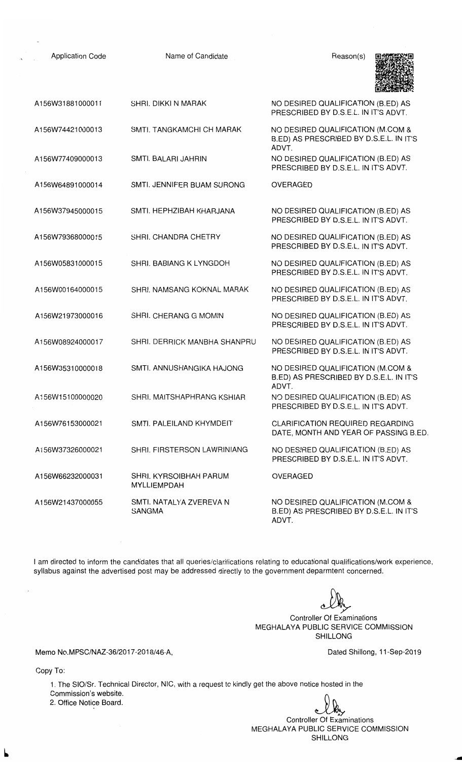| Application Code | Name of Candidate | Reason(s) |
|---|---|---|
| A156W31881000011 | SHRI. DIKKI N MARAK | NO DESIRED QUALIFICATION (B.ED) AS PRESCRIBED BY D.S.E.L. IN IT'S ADVT. |
| A156W74421000013 | SMTI. TANGKAMCHI CH MARAK | NO DESIRED QUALIFICATION (M.COM & B.ED) AS PRESCRIBED BY D.S.E.L. IN IT'S ADVT. |
| A156W77409000013 | SMTI. BALARI JAHRIN | NO DESIRED QUALIFICATION (B.ED) AS PRESCRIBED BY D.S.E.L. IN IT'S ADVT. |
| A156W64891000014 | SMTI. JENNIFER BUAM SURONG | OVERAGED |
| A156W37945000015 | SMTI. HEPHZIBAH KHARJANA | NO DESIRED QUALIFICATION (B.ED) AS PRESCRIBED BY D.S.E.L. IN IT'S ADVT. |
| A156W79368000015 | SHRI. CHANDRA CHETRY | NO DESIRED QUALIFICATION (B.ED) AS PRESCRIBED BY D.S.E.L. IN IT'S ADVT. |
| A156W05831000015 | SHRI. BABIANG K LYNGDOH | NO DESIRED QUALIFICATION (B.ED) AS PRESCRIBED BY D.S.E.L. IN IT'S ADVT. |
| A156W00164000015 | SHRI. NAMSANG KOKNAL MARAK | NO DESIRED QUALIFICATION (B.ED) AS PRESCRIBED BY D.S.E.L. IN IT'S ADVT. |
| A156W21973000016 | SHRI. CHERANG G MOMIN | NO DESIRED QUALIFICATION (B.ED) AS PRESCRIBED BY D.S.E.L. IN IT'S ADVT. |
| A156W08924000017 | SHRI. DERRICK MANBHA SHANPRU | NO DESIRED QUALIFICATION (B.ED) AS PRESCRIBED BY D.S.E.L. IN IT'S ADVT. |
| A156W35310000018 | SMTI. ANNUSHANGIKA HAJONG | NO DESIRED QUALIFICATION (M.COM & B.ED) AS PRESCRIBED BY D.S.E.L. IN IT'S ADVT. |
| A156W15100000020 | SHRI. MAITSHAPHRANG KSHIAR | NO DESIRED QUALIFICATION (B.ED) AS PRESCRIBED BY D.S.E.L. IN IT'S ADVT. |
| A156W76153000021 | SMTI. PALEILAND KHYMDEIT | CLARIFICATION REQUIRED REGARDING DATE, MONTH AND YEAR OF PASSING B.ED. |
| A156W37326000021 | SHRI. FIRSTERSON LAWRINIANG | NO DESIRED QUALIFICATION (B.ED) AS PRESCRIBED BY D.S.E.L. IN IT'S ADVT. |
| A156W66232000031 | SHRI. KYRSOIBHAH PARUM MYLLIEMPDAH | OVERAGED |
| A156W21437000055 | SMTI. NATALYA ZVEREVA N SANGMA | NO DESIRED QUALIFICATION (M.COM & B.ED) AS PRESCRIBED BY D.S.E.L. IN IT'S ADVT. |

I am directed to inform the candidates that all queries/clarifications relating to educational qualifications/work experience, syllabus against the advertised post may be addressed directly to the government deparmtent concerned.

Controller Of Examinations
MEGHALAYA PUBLIC SERVICE COMMISSION
SHILLONG

Memo No.MPSC/NAZ-36/2017-2018/46-A, Dated Shillong, 11-Sep-2019

Copy To:

1. The SIO/Sr. Technical Director, NIC, with a request to kindly get the above notice hosted in the Commission's website.
2. Office Notice Board.

Controller Of Examinations
MEGHALAYA PUBLIC SERVICE COMMISSION
SHILLONG